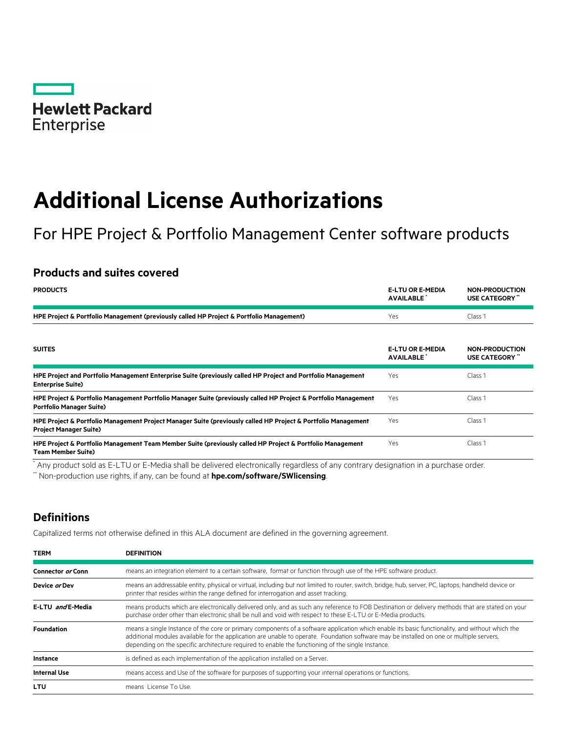Hewlett Packard Enterprise

# Additional License Authorizations

## For HPE Project & Portfolio Management Center software products

### Products and suites covered

| PRODUCTS | E-LTU OR E-MEDIA AVAILABLE * | NON-PRODUCTION USE CATEGORY ** |
|---|---|---|
| **HPE Project & Portfolio Management (previously called HP Project & Portfolio Management)** | Yes | Class 1 |

| SUITES | E-LTU OR E-MEDIA AVAILABLE * | NON-PRODUCTION USE CATEGORY ** |
|---|---|---|
| **HPE Project and Portfolio Management Enterprise Suite (previously called HP Project and Portfolio Management Enterprise Suite)** | Yes | Class 1 |
| **HPE Project & Portfolio Management Portfolio Manager Suite (previously called HP Project & Portfolio Management Portfolio Manager Suite)** | Yes | Class 1 |
| **HPE Project & Portfolio Management Project Manager Suite (previously called HP Project & Portfolio Management Project Manager Suite)** | Yes | Class 1 |
| **HPE Project & Portfolio Management Team Member Suite (previously called HP Project & Portfolio Management Team Member Suite)** | Yes | Class 1 |

* Any product sold as E-LTU or E-Media shall be delivered electronically regardless of any contrary designation in a purchase order.

** Non-production use rights, if any, can be found at **hpe.com/software/SWlicensing**.

### Definitions

Capitalized terms not otherwise defined in this ALA document are defined in the governing agreement.

| TERM | DEFINITION |
|---|---|
| **Connector *or* Conn** | means an integration element to a certain software, format or function through use of the HPE software product. |
| **Device *or* Dev** | means an addressable entity, physical or virtual, including but not limited to router, switch, bridge, hub, server, PC, laptops, handheld device or printer that resides within the range defined for interrogation and asset tracking. |
| **E-LTU *and* E-Media** | means products which are electronically delivered only, and as such any reference to FOB Destination or delivery methods that are stated on your purchase order other than electronic shall be null and void with respect to these E-LTU or E-Media products. |
| **Foundation** | means a single Instance of the core or primary components of a software application which enable its basic functionality, and without which the additional modules available for the application are unable to operate. Foundation software may be installed on one or multiple servers, depending on the specific architecture required to enable the functioning of the single Instance. |
| **Instance** | is defined as each implementation of the application installed on a Server. |
| **Internal Use** | means access and Use of the software for purposes of supporting your internal operations or functions. |
| **LTU** | means License To Use. |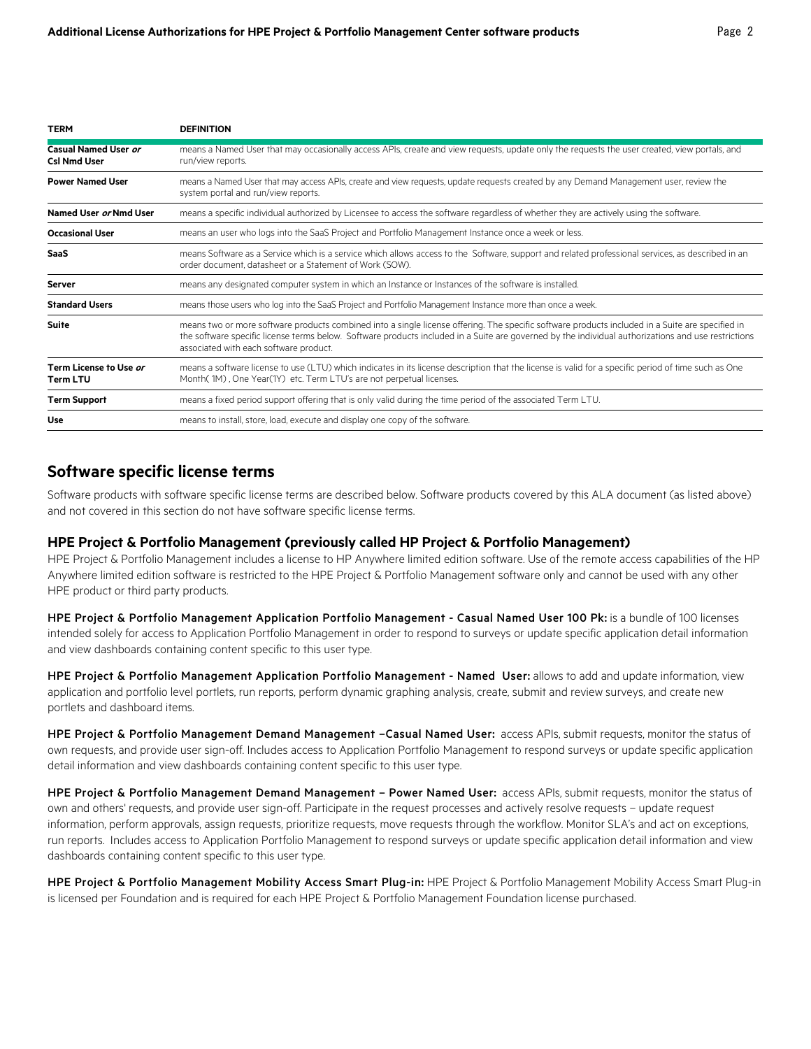| TERM | DEFINITION |
| --- | --- |
| **Casual Named User *or* Csl Nmd User** | means a Named User that may occasionally access APIs, create and view requests, update only the requests the user created, view portals, and run/view reports. |
| **Power Named User** | means a Named User that may access APIs, create and view requests, update requests created by any Demand Management user, review the system portal and run/view reports. |
| **Named User *or* Nmd User** | means a specific individual authorized by Licensee to access the software regardless of whether they are actively using the software. |
| **Occasional User** | means an user who logs into the SaaS Project and Portfolio Management Instance once a week or less. |
| **SaaS** | means Software as a Service which is a service which allows access to the Software, support and related professional services, as described in an order document, datasheet or a Statement of Work (SOW). |
| **Server** | means any designated computer system in which an Instance or Instances of the software is installed. |
| **Standard Users** | means those users who log into the SaaS Project and Portfolio Management Instance more than once a week. |
| **Suite** | means two or more software products combined into a single license offering. The specific software products included in a Suite are specified in the software specific license terms below. Software products included in a Suite are governed by the individual authorizations and use restrictions associated with each software product. |
| **Term License to Use *or* Term LTU** | means a software license to use (LTU) which indicates in its license description that the license is valid for a specific period of time such as One Month( 1M) , One Year(1Y) etc. Term LTU's are not perpetual licenses. |
| **Term Support** | means a fixed period support offering that is only valid during the time period of the associated Term LTU. |
| **Use** | means to install, store, load, execute and display one copy of the software. |

## Software specific license terms

Software products with software specific license terms are described below. Software products covered by this ALA document (as listed above) and not covered in this section do not have software specific license terms.

### HPE Project & Portfolio Management (previously called HP Project & Portfolio Management)

HPE Project & Portfolio Management includes a license to HP Anywhere limited edition software. Use of the remote access capabilities of the HP Anywhere limited edition software is restricted to the HPE Project & Portfolio Management software only and cannot be used with any other HPE product or third party products.

**HPE Project & Portfolio Management Application Portfolio Management - Casual Named User 100 Pk:** is a bundle of 100 licenses intended solely for access to Application Portfolio Management in order to respond to surveys or update specific application detail information and view dashboards containing content specific to this user type.

**HPE Project & Portfolio Management Application Portfolio Management - Named User:** allows to add and update information, view application and portfolio level portlets, run reports, perform dynamic graphing analysis, create, submit and review surveys, and create new portlets and dashboard items.

**HPE Project & Portfolio Management Demand Management –Casual Named User:** access APIs, submit requests, monitor the status of own requests, and provide user sign-off. Includes access to Application Portfolio Management to respond surveys or update specific application detail information and view dashboards containing content specific to this user type.

**HPE Project & Portfolio Management Demand Management – Power Named User:** access APIs, submit requests, monitor the status of own and others' requests, and provide user sign-off. Participate in the request processes and actively resolve requests – update request information, perform approvals, assign requests, prioritize requests, move requests through the workflow. Monitor SLA's and act on exceptions, run reports. Includes access to Application Portfolio Management to respond surveys or update specific application detail information and view dashboards containing content specific to this user type.

**HPE Project & Portfolio Management Mobility Access Smart Plug-in:** HPE Project & Portfolio Management Mobility Access Smart Plug-in is licensed per Foundation and is required for each HPE Project & Portfolio Management Foundation license purchased.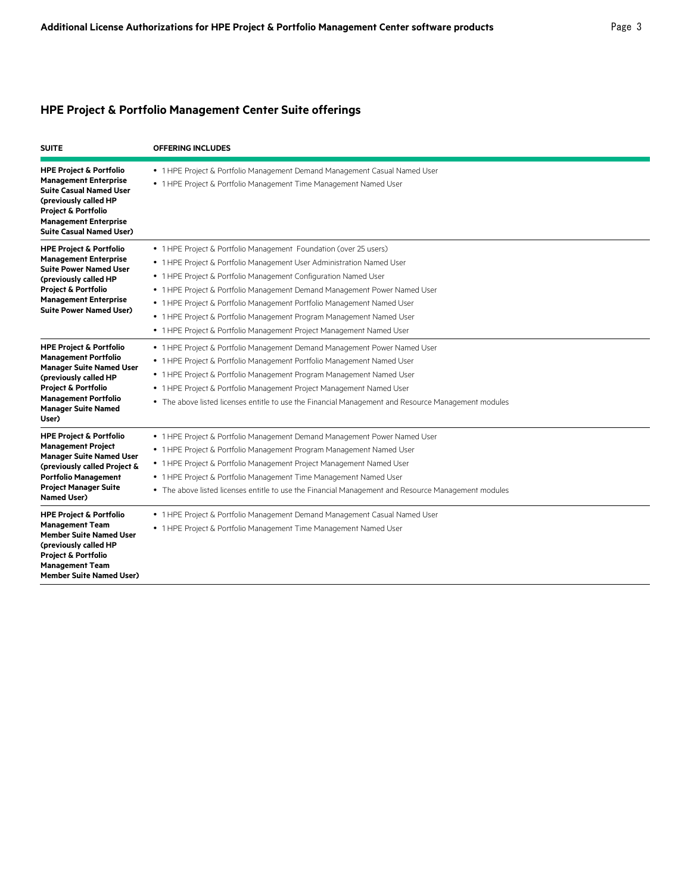## HPE Project & Portfolio Management Center Suite offerings

| SUITE | OFFERING INCLUDES |
|---|---|
| **HPE Project & Portfolio Management Enterprise Suite Casual Named User (previously called HP Project & Portfolio Management Enterprise Suite Casual Named User)** | • 1 HPE Project & Portfolio Management Demand Management Casual Named User<br>• 1 HPE Project & Portfolio Management Time Management Named User |
| **HPE Project & Portfolio Management Enterprise Suite Power Named User (previously called HP Project & Portfolio Management Enterprise Suite Power Named User)** | • 1 HPE Project & Portfolio Management Foundation (over 25 users)<br>• 1 HPE Project & Portfolio Management User Administration Named User<br>• 1 HPE Project & Portfolio Management Configuration Named User<br>• 1 HPE Project & Portfolio Management Demand Management Power Named User<br>• 1 HPE Project & Portfolio Management Portfolio Management Named User<br>• 1 HPE Project & Portfolio Management Program Management Named User<br>• 1 HPE Project & Portfolio Management Project Management Named User |
| **HPE Project & Portfolio Management Portfolio Manager Suite Named User (previously called HP Project & Portfolio Management Portfolio Manager Suite Named User)** | • 1 HPE Project & Portfolio Management Demand Management Power Named User<br>• 1 HPE Project & Portfolio Management Portfolio Management Named User<br>• 1 HPE Project & Portfolio Management Program Management Named User<br>• 1 HPE Project & Portfolio Management Project Management Named User<br>• The above listed licenses entitle to use the Financial Management and Resource Management modules |
| **HPE Project & Portfolio Management Project Manager Suite Named User (previously called Project & Portfolio Management Project Manager Suite Named User)** | • 1 HPE Project & Portfolio Management Demand Management Power Named User<br>• 1 HPE Project & Portfolio Management Program Management Named User<br>• 1 HPE Project & Portfolio Management Project Management Named User<br>• 1 HPE Project & Portfolio Management Time Management Named User<br>• The above listed licenses entitle to use the Financial Management and Resource Management modules |
| **HPE Project & Portfolio Management Team Member Suite Named User (previously called HP Project & Portfolio Management Team Member Suite Named User)** | • 1 HPE Project & Portfolio Management Demand Management Casual Named User<br>• 1 HPE Project & Portfolio Management Time Management Named User |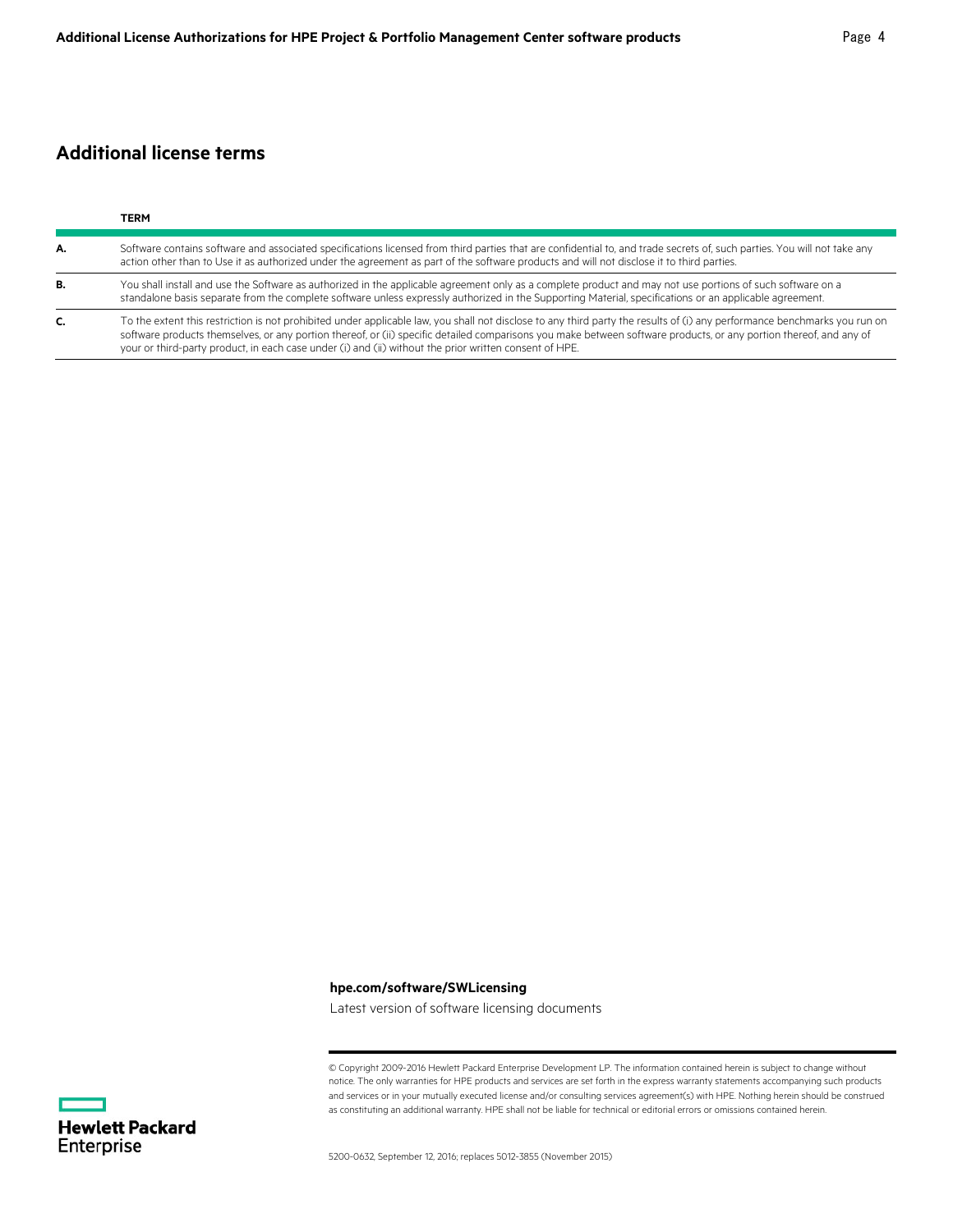## Additional license terms

| | TERM |
|---|---|
| **A.** | Software contains software and associated specifications licensed from third parties that are confidential to, and trade secrets of, such parties. You will not take any action other than to Use it as authorized under the agreement as part of the software products and will not disclose it to third parties. |
| **B.** | You shall install and use the Software as authorized in the applicable agreement only as a complete product and may not use portions of such software on a standalone basis separate from the complete software unless expressly authorized in the Supporting Material, specifications or an applicable agreement. |
| **C.** | To the extent this restriction is not prohibited under applicable law, you shall not disclose to any third party the results of (i) any performance benchmarks you run on software products themselves, or any portion thereof, or (ii) specific detailed comparisons you make between software products, or any portion thereof, and any of your or third-party product, in each case under (i) and (ii) without the prior written consent of HPE. |

**hpe.com/software/SWLicensing**

Latest version of software licensing documents

© Copyright 2009-2016 Hewlett Packard Enterprise Development LP. The information contained herein is subject to change without notice. The only warranties for HPE products and services are set forth in the express warranty statements accompanying such products and services or in your mutually executed license and/or consulting services agreement(s) with HPE. Nothing herein should be construed as constituting an additional warranty. HPE shall not be liable for technical or editorial errors or omissions contained herein.

Hewlett Packard Enterprise

5200-0632, September 12, 2016; replaces 5012-3855 (November 2015)